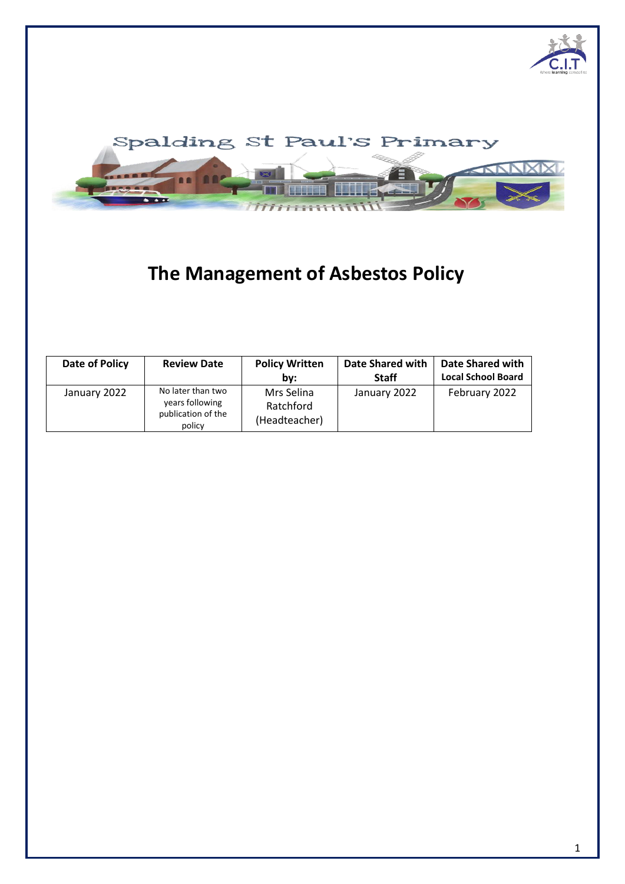Spalding St Paul's Primary

# The Management of Asbestos Policy

| Date of Policy | Review Date | Policy Written by: | Date Shared with Staff | Date Shared with Local School Board |
|---|---|---|---|---|
| January 2022 | No later than two years following publication of the policy | Mrs Selina Ratchford (Headteacher) | January 2022 | February 2022 |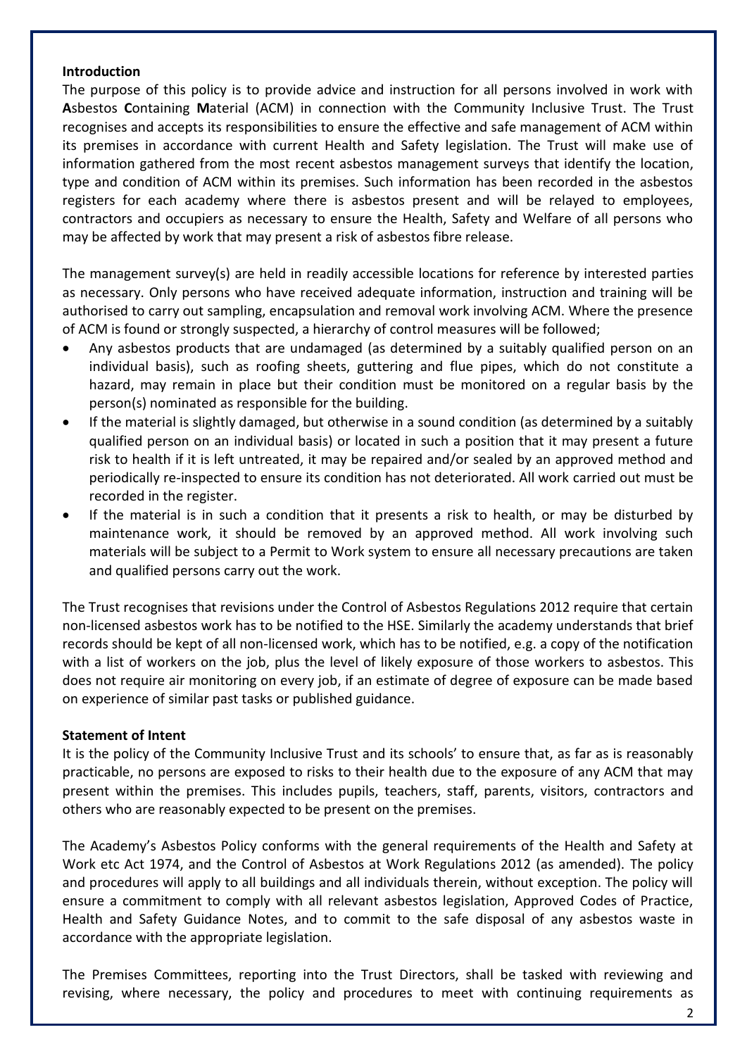**Introduction**

The purpose of this policy is to provide advice and instruction for all persons involved in work with **A**sbestos **C**ontaining **M**aterial (ACM) in connection with the Community Inclusive Trust. The Trust recognises and accepts its responsibilities to ensure the effective and safe management of ACM within its premises in accordance with current Health and Safety legislation. The Trust will make use of information gathered from the most recent asbestos management surveys that identify the location, type and condition of ACM within its premises. Such information has been recorded in the asbestos registers for each academy where there is asbestos present and will be relayed to employees, contractors and occupiers as necessary to ensure the Health, Safety and Welfare of all persons who may be affected by work that may present a risk of asbestos fibre release.

The management survey(s) are held in readily accessible locations for reference by interested parties as necessary. Only persons who have received adequate information, instruction and training will be authorised to carry out sampling, encapsulation and removal work involving ACM. Where the presence of ACM is found or strongly suspected, a hierarchy of control measures will be followed;

- Any asbestos products that are undamaged (as determined by a suitably qualified person on an individual basis), such as roofing sheets, guttering and flue pipes, which do not constitute a hazard, may remain in place but their condition must be monitored on a regular basis by the person(s) nominated as responsible for the building.
- If the material is slightly damaged, but otherwise in a sound condition (as determined by a suitably qualified person on an individual basis) or located in such a position that it may present a future risk to health if it is left untreated, it may be repaired and/or sealed by an approved method and periodically re-inspected to ensure its condition has not deteriorated. All work carried out must be recorded in the register.
- If the material is in such a condition that it presents a risk to health, or may be disturbed by maintenance work, it should be removed by an approved method. All work involving such materials will be subject to a Permit to Work system to ensure all necessary precautions are taken and qualified persons carry out the work.

The Trust recognises that revisions under the Control of Asbestos Regulations 2012 require that certain non-licensed asbestos work has to be notified to the HSE. Similarly the academy understands that brief records should be kept of all non-licensed work, which has to be notified, e.g. a copy of the notification with a list of workers on the job, plus the level of likely exposure of those workers to asbestos. This does not require air monitoring on every job, if an estimate of degree of exposure can be made based on experience of similar past tasks or published guidance.

**Statement of Intent**

It is the policy of the Community Inclusive Trust and its schools' to ensure that, as far as is reasonably practicable, no persons are exposed to risks to their health due to the exposure of any ACM that may present within the premises. This includes pupils, teachers, staff, parents, visitors, contractors and others who are reasonably expected to be present on the premises.

The Academy's Asbestos Policy conforms with the general requirements of the Health and Safety at Work etc Act 1974, and the Control of Asbestos at Work Regulations 2012 (as amended). The policy and procedures will apply to all buildings and all individuals therein, without exception. The policy will ensure a commitment to comply with all relevant asbestos legislation, Approved Codes of Practice, Health and Safety Guidance Notes, and to commit to the safe disposal of any asbestos waste in accordance with the appropriate legislation.

The Premises Committees, reporting into the Trust Directors, shall be tasked with reviewing and revising, where necessary, the policy and procedures to meet with continuing requirements as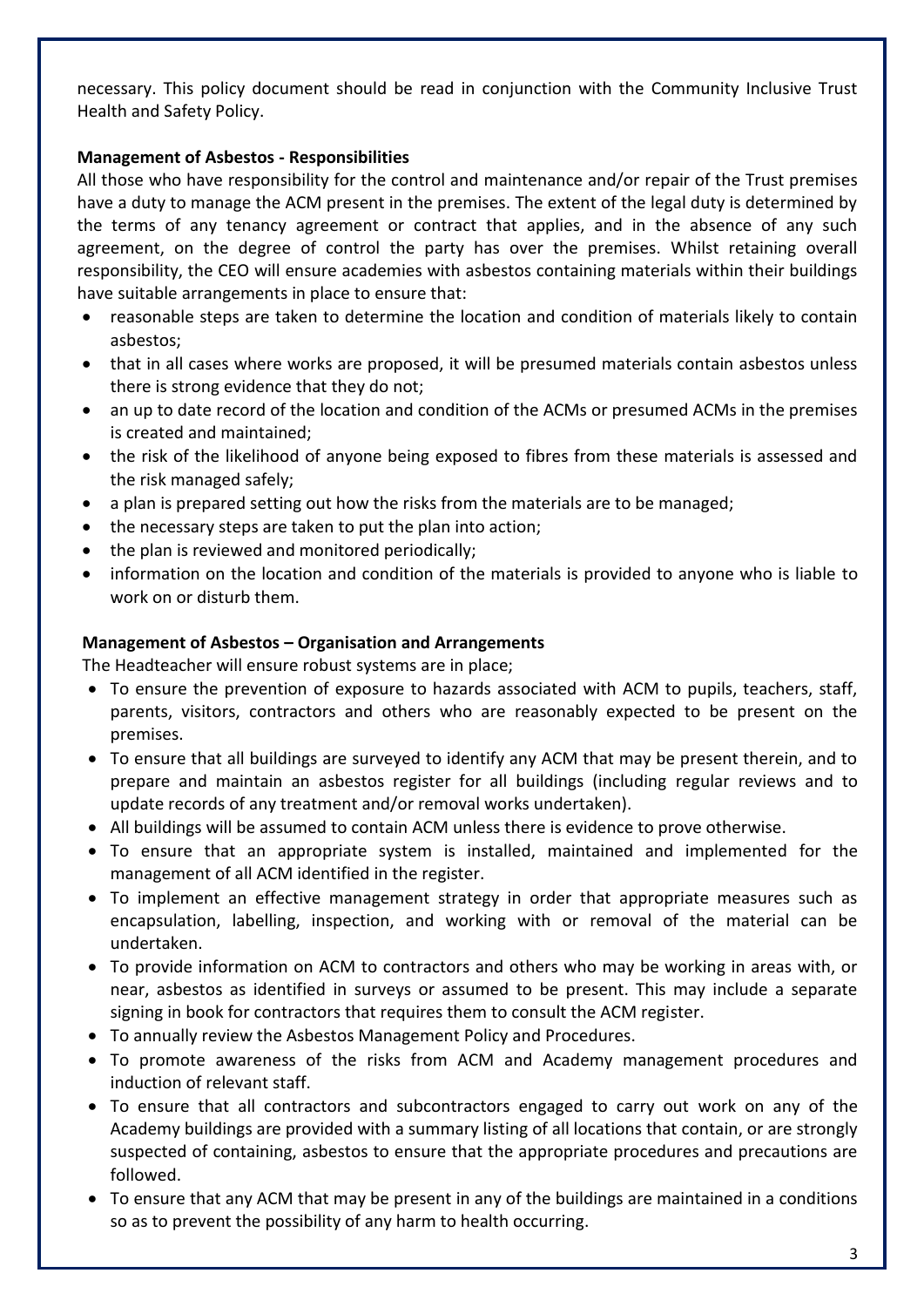necessary. This policy document should be read in conjunction with the Community Inclusive Trust Health and Safety Policy.

**Management of Asbestos - Responsibilities**

All those who have responsibility for the control and maintenance and/or repair of the Trust premises have a duty to manage the ACM present in the premises. The extent of the legal duty is determined by the terms of any tenancy agreement or contract that applies, and in the absence of any such agreement, on the degree of control the party has over the premises. Whilst retaining overall responsibility, the CEO will ensure academies with asbestos containing materials within their buildings have suitable arrangements in place to ensure that:

- reasonable steps are taken to determine the location and condition of materials likely to contain asbestos;
- that in all cases where works are proposed, it will be presumed materials contain asbestos unless there is strong evidence that they do not;
- an up to date record of the location and condition of the ACMs or presumed ACMs in the premises is created and maintained;
- the risk of the likelihood of anyone being exposed to fibres from these materials is assessed and the risk managed safely;
- a plan is prepared setting out how the risks from the materials are to be managed;
- the necessary steps are taken to put the plan into action;
- the plan is reviewed and monitored periodically;
- information on the location and condition of the materials is provided to anyone who is liable to work on or disturb them.

**Management of Asbestos – Organisation and Arrangements**

The Headteacher will ensure robust systems are in place;

- To ensure the prevention of exposure to hazards associated with ACM to pupils, teachers, staff, parents, visitors, contractors and others who are reasonably expected to be present on the premises.
- To ensure that all buildings are surveyed to identify any ACM that may be present therein, and to prepare and maintain an asbestos register for all buildings (including regular reviews and to update records of any treatment and/or removal works undertaken).
- All buildings will be assumed to contain ACM unless there is evidence to prove otherwise.
- To ensure that an appropriate system is installed, maintained and implemented for the management of all ACM identified in the register.
- To implement an effective management strategy in order that appropriate measures such as encapsulation, labelling, inspection, and working with or removal of the material can be undertaken.
- To provide information on ACM to contractors and others who may be working in areas with, or near, asbestos as identified in surveys or assumed to be present. This may include a separate signing in book for contractors that requires them to consult the ACM register.
- To annually review the Asbestos Management Policy and Procedures.
- To promote awareness of the risks from ACM and Academy management procedures and induction of relevant staff.
- To ensure that all contractors and subcontractors engaged to carry out work on any of the Academy buildings are provided with a summary listing of all locations that contain, or are strongly suspected of containing, asbestos to ensure that the appropriate procedures and precautions are followed.
- To ensure that any ACM that may be present in any of the buildings are maintained in a conditions so as to prevent the possibility of any harm to health occurring.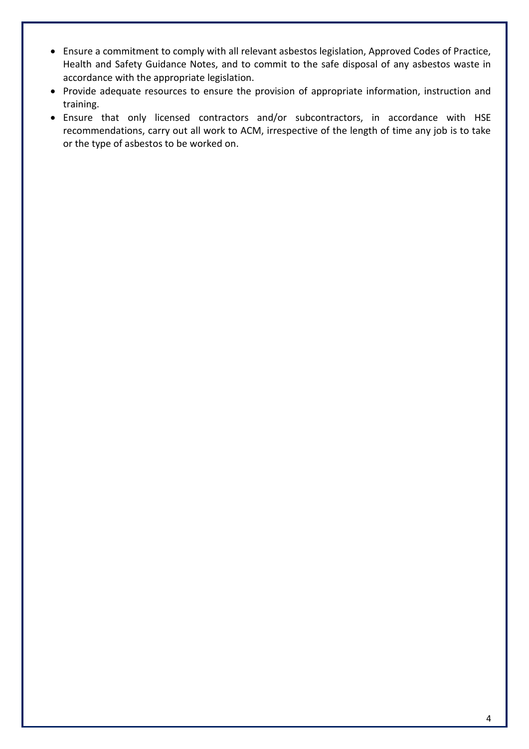- Ensure a commitment to comply with all relevant asbestos legislation, Approved Codes of Practice, Health and Safety Guidance Notes, and to commit to the safe disposal of any asbestos waste in accordance with the appropriate legislation.
- Provide adequate resources to ensure the provision of appropriate information, instruction and training.
- Ensure that only licensed contractors and/or subcontractors, in accordance with HSE recommendations, carry out all work to ACM, irrespective of the length of time any job is to take or the type of asbestos to be worked on.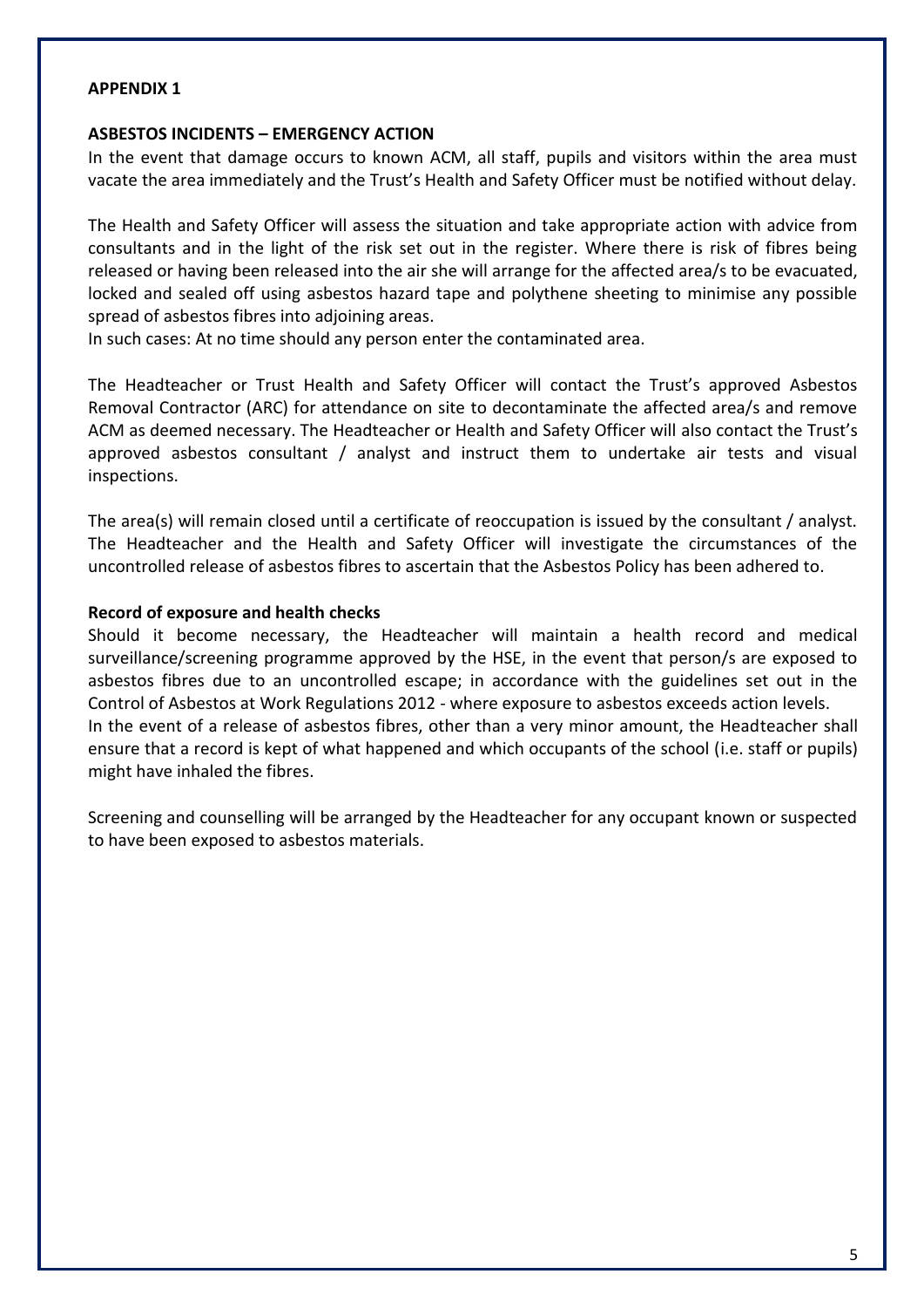**APPENDIX 1**

**ASBESTOS INCIDENTS – EMERGENCY ACTION**

In the event that damage occurs to known ACM, all staff, pupils and visitors within the area must vacate the area immediately and the Trust's Health and Safety Officer must be notified without delay.

The Health and Safety Officer will assess the situation and take appropriate action with advice from consultants and in the light of the risk set out in the register. Where there is risk of fibres being released or having been released into the air she will arrange for the affected area/s to be evacuated, locked and sealed off using asbestos hazard tape and polythene sheeting to minimise any possible spread of asbestos fibres into adjoining areas.

In such cases: At no time should any person enter the contaminated area.

The Headteacher or Trust Health and Safety Officer will contact the Trust's approved Asbestos Removal Contractor (ARC) for attendance on site to decontaminate the affected area/s and remove ACM as deemed necessary. The Headteacher or Health and Safety Officer will also contact the Trust's approved asbestos consultant / analyst and instruct them to undertake air tests and visual inspections.

The area(s) will remain closed until a certificate of reoccupation is issued by the consultant / analyst. The Headteacher and the Health and Safety Officer will investigate the circumstances of the uncontrolled release of asbestos fibres to ascertain that the Asbestos Policy has been adhered to.

**Record of exposure and health checks**

Should it become necessary, the Headteacher will maintain a health record and medical surveillance/screening programme approved by the HSE, in the event that person/s are exposed to asbestos fibres due to an uncontrolled escape; in accordance with the guidelines set out in the Control of Asbestos at Work Regulations 2012 - where exposure to asbestos exceeds action levels.

In the event of a release of asbestos fibres, other than a very minor amount, the Headteacher shall ensure that a record is kept of what happened and which occupants of the school (i.e. staff or pupils) might have inhaled the fibres.

Screening and counselling will be arranged by the Headteacher for any occupant known or suspected to have been exposed to asbestos materials.